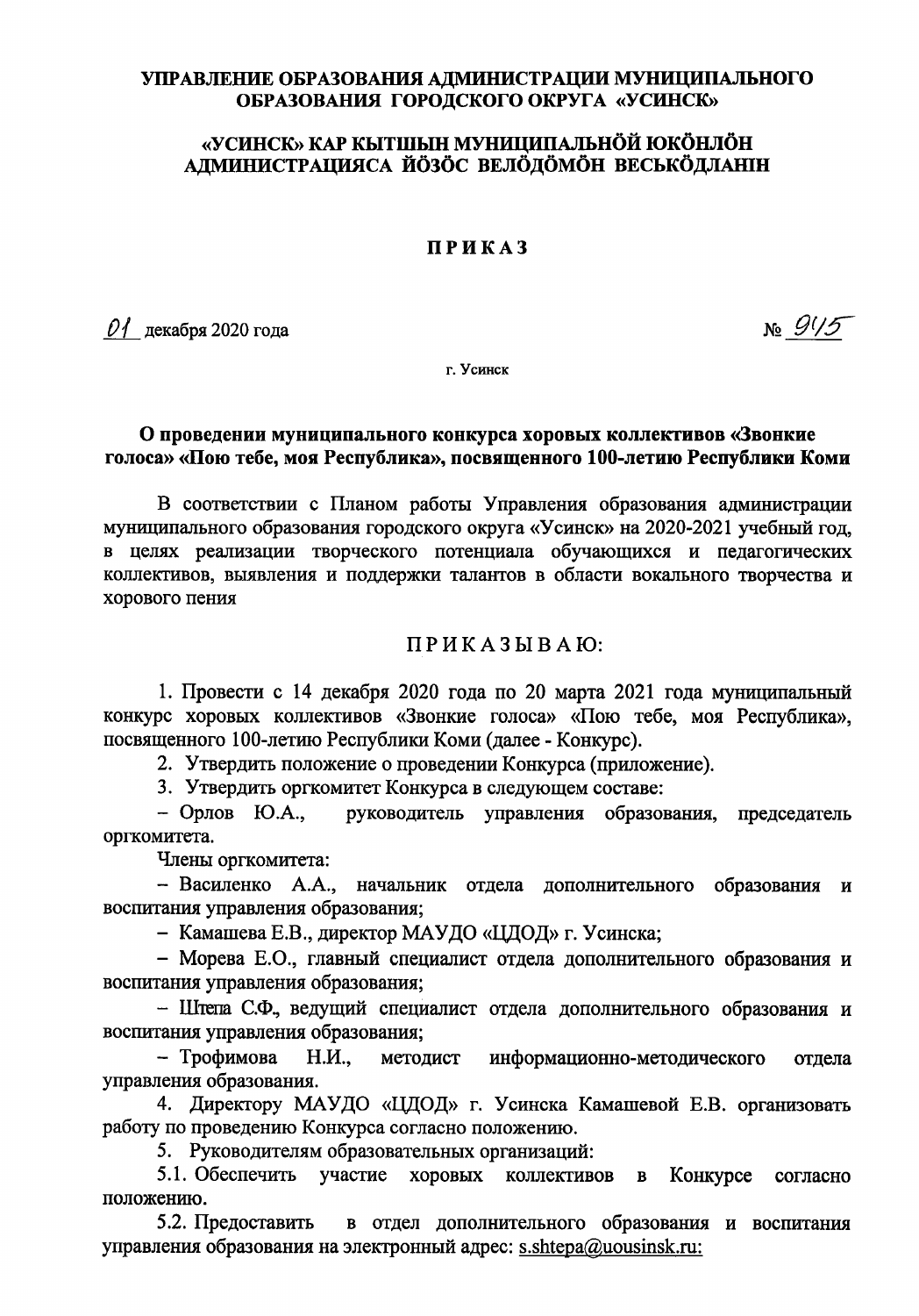**УПРАВЛЕНИЕ ОБРАЗОВАНИЯ АДМИНИСТРАЦИИ МУНИЦИПАЛЬНОГО ОБРАЗОВАНИЯ ГОРОДСКОГО ОКРУГА «УСИНСК»**

**«УСИНСК» КАР КЫТШЫН МУНИЦИПАЛЬНÖЙ ЮКÖНЛÖН АДМИНИСТРАЦИЯСА ЙÖЗÖС ВЕЛÖДÖМÖН ВЕСЬКÖДЛАНІН**

# ПРИКАЗ

01 декабря 2020 года № 945

г. Усинск

**О проведении муниципального конкурса хоровых коллективов «Звонкие голоса» «Пою тебе, моя Республика», посвященного 100-летию Республики Коми**

В соответствии с Планом работы Управления образования администрации муниципального образования городского округа «Усинск» на 2020-2021 учебный год, в целях реализации творческого потенциала обучающихся и педагогических коллективов, выявления и поддержки талантов в области вокального творчества и хорового пения

ПРИКАЗЫВАЮ:

1. Провести с 14 декабря 2020 года по 20 марта 2021 года муниципальный конкурс хоровых коллективов «Звонкие голоса» «Пою тебе, моя Республика», посвященного 100-летию Республики Коми (далее - Конкурс).

2. Утвердить положение о проведении Конкурса (приложение).

3. Утвердить оргкомитет Конкурса в следующем составе:

– Орлов Ю.А., руководитель управления образования, председатель оргкомитета.

Члены оргкомитета:

– Василенко А.А., начальник отдела дополнительного образования и воспитания управления образования;

– Камашева Е.В., директор МАУДО «ЦДОД» г. Усинска;

– Морева Е.О., главный специалист отдела дополнительного образования и воспитания управления образования;

– Штепа С.Ф., ведущий специалист отдела дополнительного образования и воспитания управления образования;

– Трофимова Н.И., методист информационно-методического отдела управления образования.

4. Директору МАУДО «ЦДОД» г. Усинска Камашевой Е.В. организовать работу по проведению Конкурса согласно положению.

5. Руководителям образовательных организаций:

5.1. Обеспечить участие хоровых коллективов в Конкурсе согласно положению.

5.2. Предоставить в отдел дополнительного образования и воспитания управления образования на электронный адрес: s.shtepa@uousinsk.ru: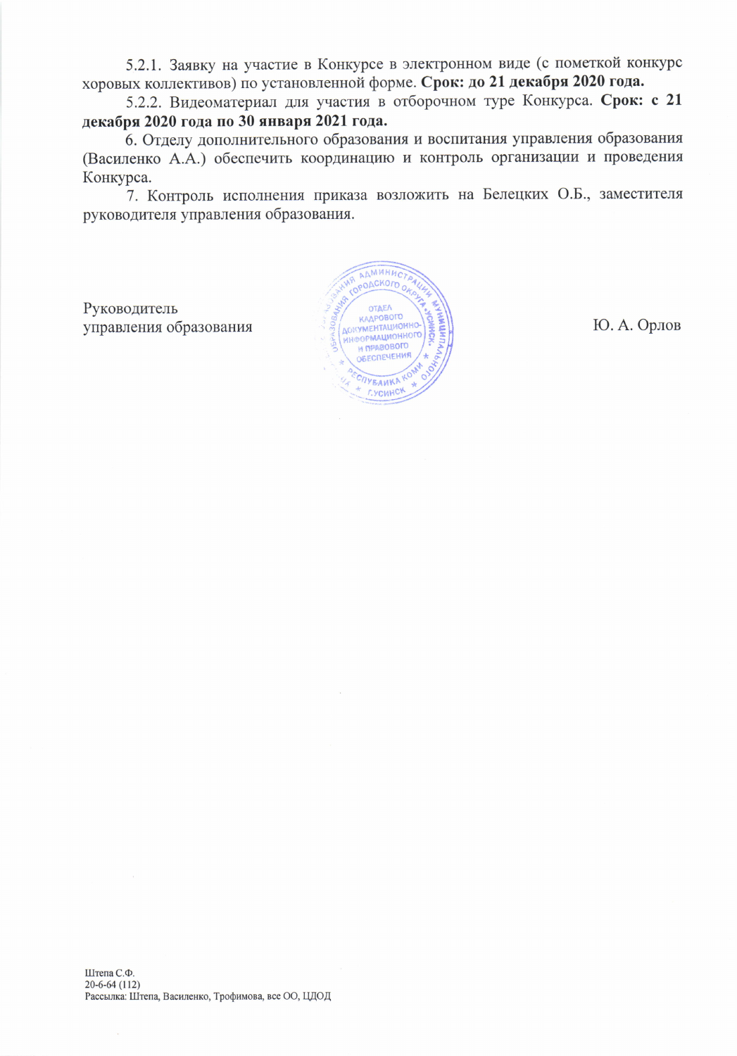5.2.1. Заявку на участие в Конкурсе в электронном виде (с пометкой конкурс хоровых коллективов) по установленной форме. **Срок: до 21 декабря 2020 года.**

5.2.2. Видеоматериал для участия в отборочном туре Конкурса. **Срок: с 21 декабря 2020 года по 30 января 2021 года.**

6. Отделу дополнительного образования и воспитания управления образования (Василенко А.А.) обеспечить координацию и контроль организации и проведения Конкурса.

7. Контроль исполнения приказа возложить на Белецких О.Б., заместителя руководителя управления образования.

Руководитель
управления образования Ю. А. Орлов

Штепа С.Ф.
20-6-64 (112)
Рассылка: Штепа, Василенко, Трофимова, все ОО, ЦДОД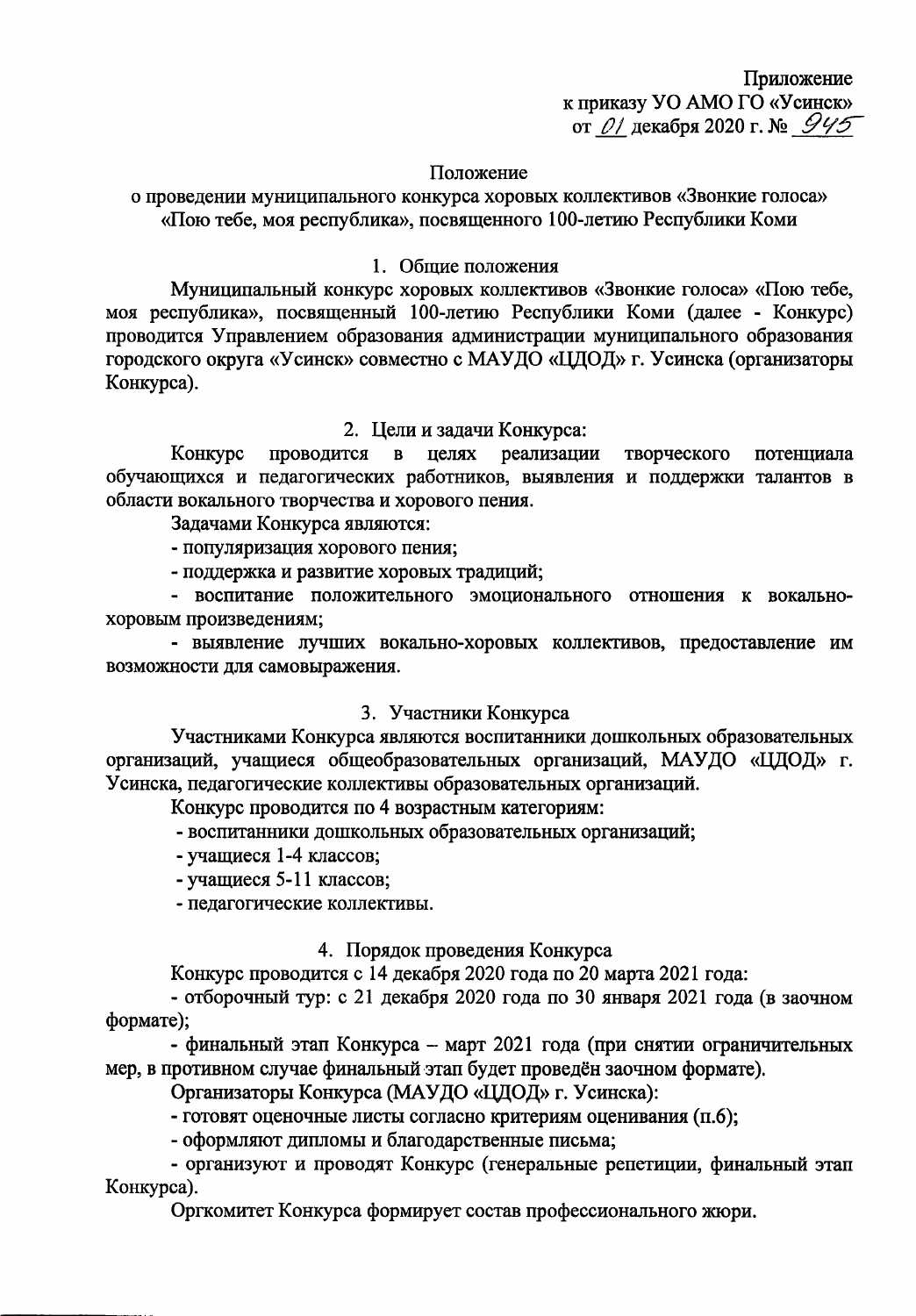Приложение
к приказу УО АМО ГО «Усинск»
от 01 декабря 2020 г. № 945

Положение
о проведении муниципального конкурса хоровых коллективов «Звонкие голоса» «Пою тебе, моя республика», посвященного 100-летию Республики Коми

## 1. Общие положения

Муниципальный конкурс хоровых коллективов «Звонкие голоса» «Пою тебе, моя республика», посвященный 100-летию Республики Коми (далее - Конкурс) проводится Управлением образования администрации муниципального образования городского округа «Усинск» совместно с МАУДО «ЦДОД» г. Усинска (организаторы Конкурса).

## 2. Цели и задачи Конкурса:

Конкурс проводится в целях реализации творческого потенциала обучающихся и педагогических работников, выявления и поддержки талантов в области вокального творчества и хорового пения.

Задачами Конкурса являются:

- популяризация хорового пения;
- поддержка и развитие хоровых традиций;
- воспитание положительного эмоционального отношения к вокально-хоровым произведениям;
- выявление лучших вокально-хоровых коллективов, предоставление им возможности для самовыражения.

## 3. Участники Конкурса

Участниками Конкурса являются воспитанники дошкольных образовательных организаций, учащиеся общеобразовательных организаций, МАУДО «ЦДОД» г. Усинска, педагогические коллективы образовательных организаций.

Конкурс проводится по 4 возрастным категориям:

- воспитанники дошкольных образовательных организаций;
- учащиеся 1-4 классов;
- учащиеся 5-11 классов;
- педагогические коллективы.

## 4. Порядок проведения Конкурса

Конкурс проводится с 14 декабря 2020 года по 20 марта 2021 года:

- отборочный тур: с 21 декабря 2020 года по 30 января 2021 года (в заочном формате);
- финальный этап Конкурса – март 2021 года (при снятии ограничительных мер, в противном случае финальный этап будет проведён заочном формате).

Организаторы Конкурса (МАУДО «ЦДОД» г. Усинска):

- готовят оценочные листы согласно критериям оценивания (п.6);
- оформляют дипломы и благодарственные письма;
- организуют и проводят Конкурс (генеральные репетиции, финальный этап Конкурса).

Оргкомитет Конкурса формирует состав профессионального жюри.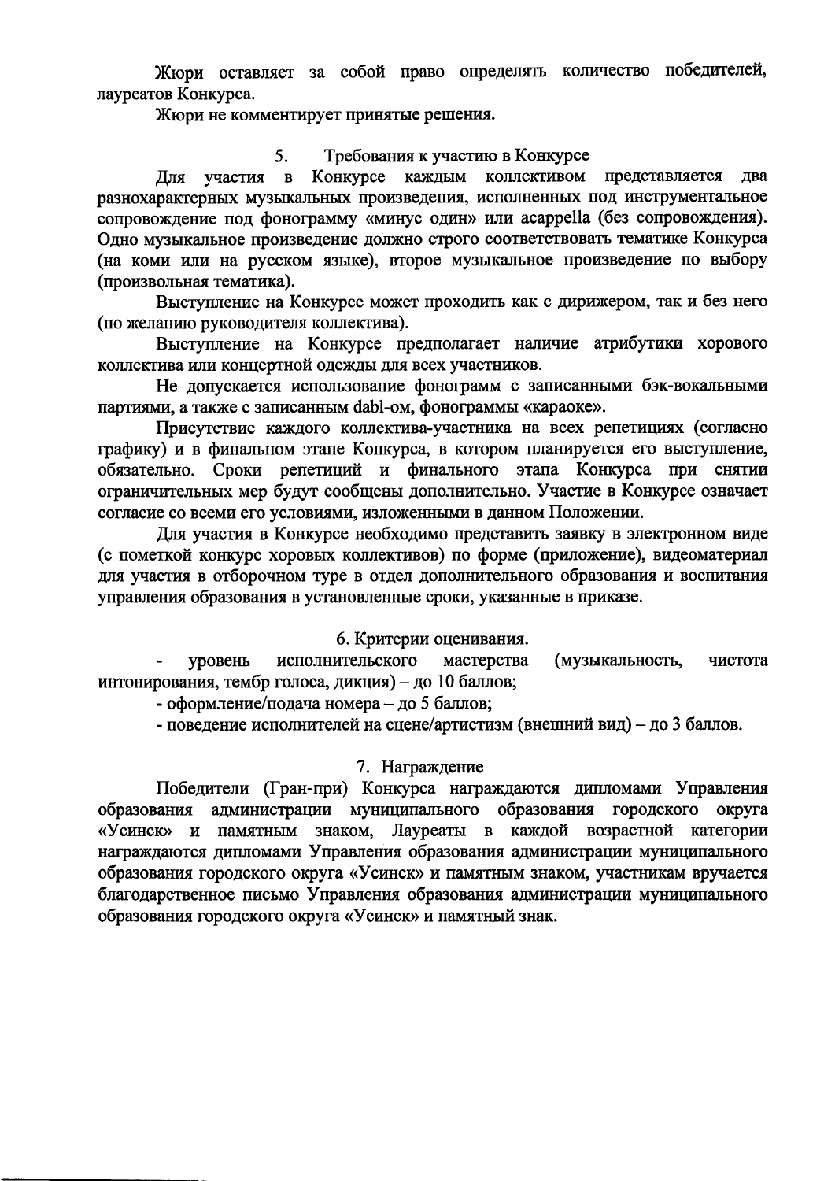Жюри оставляет за собой право определять количество победителей, лауреатов Конкурса.

Жюри не комментирует принятые решения.

## 5. Требования к участию в Конкурсе

Для участия в Конкурсе каждым коллективом представляется два разнохарактерных музыкальных произведения, исполненных под инструментальное сопровождение под фонограмму «минус один» или acappella (без сопровождения). Одно музыкальное произведение должно строго соответствовать тематике Конкурса (на коми или на русском языке), второе музыкальное произведение по выбору (произвольная тематика).

Выступление на Конкурсе может проходить как с дирижером, так и без него (по желанию руководителя коллектива).

Выступление на Конкурсе предполагает наличие атрибутики хорового коллектива или концертной одежды для всех участников.

Не допускается использование фонограмм с записанными бэк-вокальными партиями, а также с записанным dabl-ом, фонограммы «караоке».

Присутствие каждого коллектива-участника на всех репетициях (согласно графику) и в финальном этапе Конкурса, в котором планируется его выступление, обязательно. Сроки репетиций и финального этапа Конкурса при снятии ограничительных мер будут сообщены дополнительно. Участие в Конкурсе означает согласие со всеми его условиями, изложенными в данном Положении.

Для участия в Конкурсе необходимо представить заявку в электронном виде (с пометкой конкурс хоровых коллективов) по форме (приложение), видеоматериал для участия в отборочном туре в отдел дополнительного образования и воспитания управления образования в установленные сроки, указанные в приказе.

## 6. Критерии оценивания.

- уровень исполнительского мастерства (музыкальность, чистота интонирования, тембр голоса, дикция) – до 10 баллов;
- оформление/подача номера – до 5 баллов;
- поведение исполнителей на сцене/артистизм (внешний вид) – до 3 баллов.

## 7. Награждение

Победители (Гран-при) Конкурса награждаются дипломами Управления образования администрации муниципального образования городского округа «Усинск» и памятным знаком, Лауреаты в каждой возрастной категории награждаются дипломами Управления образования администрации муниципального образования городского округа «Усинск» и памятным знаком, участникам вручается благодарственное письмо Управления образования администрации муниципального образования городского округа «Усинск» и памятный знак.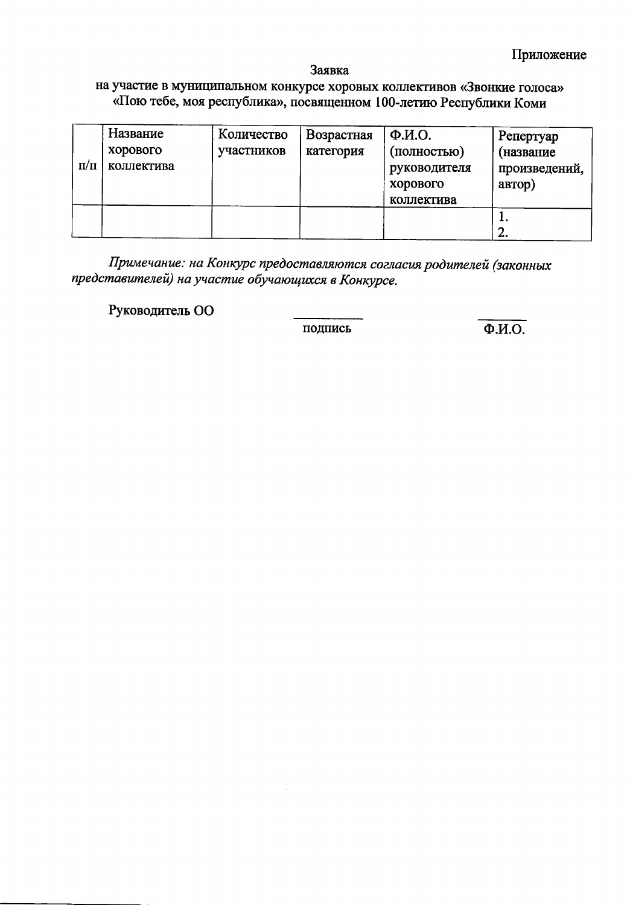Приложение

**Заявка**
**на участие в муниципальном конкурсе хоровых коллективов «Звонкие голоса» «Пою тебе, моя республика», посвященном 100-летию Республики Коми**

| п/п | Название хорового коллектива | Количество участников | Возрастная категория | Ф.И.О. (полностью) руководителя хорового коллектива | Репертуар (название произведений, автор) |
|---|---|---|---|---|---|
| | | | | | 1.<br>2. |

*Примечание: на Конкурс предоставляются согласия родителей (законных представителей) на участие обучающихся в Конкурсе.*

Руководитель ОО ____________ ____________

подпись Ф.И.О.